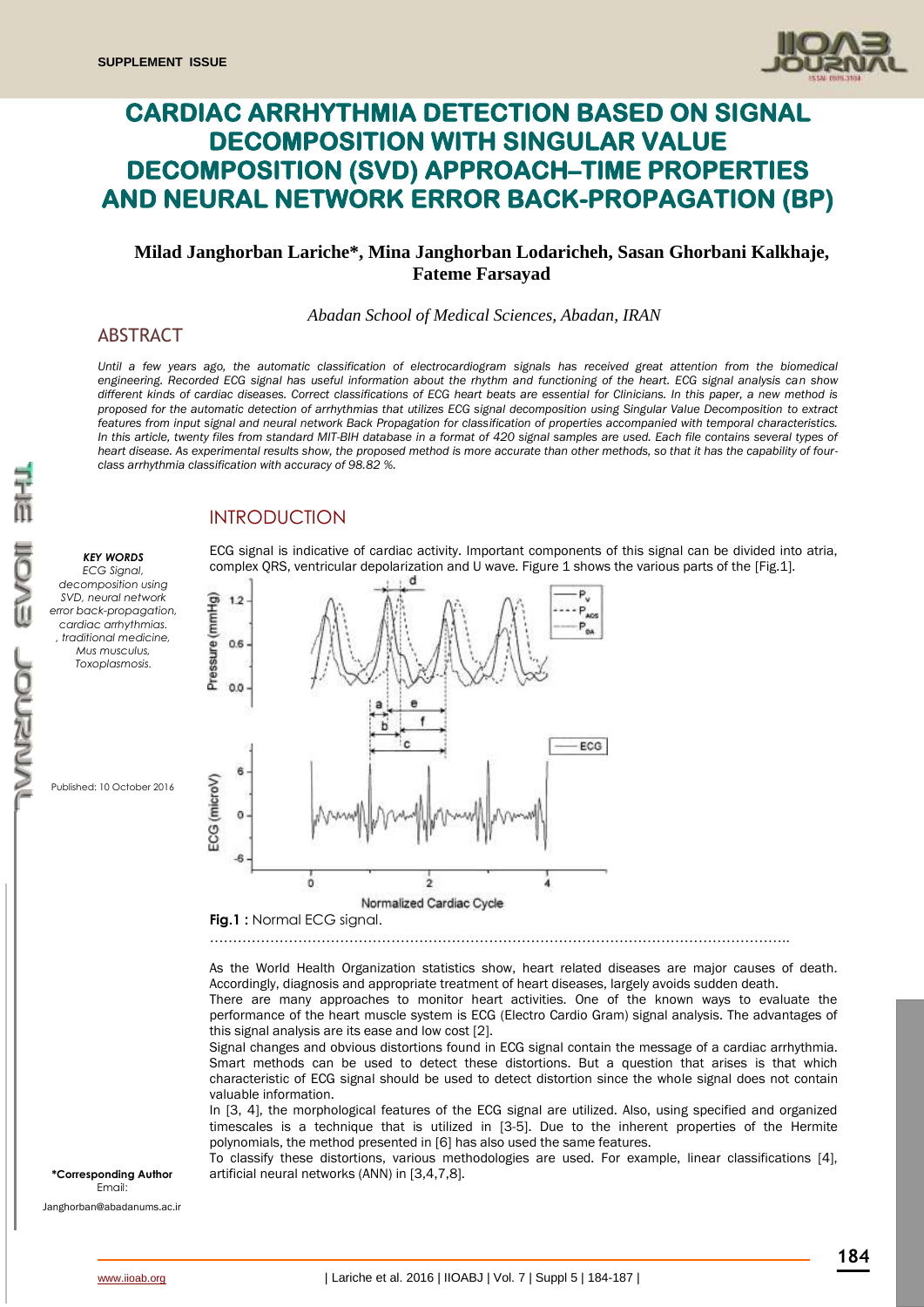# CARDIAC ARRHYTHMIA DETECTION BASED ON SIGNAL DECOMPOSITION WITH SINGULAR VALUE DECOMPOSITION (SVD) APPROACH–TIME PROPERTIES AND NEURAL NETWORK ERROR BACK-PROPAGATION (BP)

**Milad Janghorban Lariche\*, Mina Janghorban Lodaricheh, Sasan Ghorbani Kalkhaje, Fateme Farsayad**

*Abadan School of Medical Sciences, Abadan, IRAN*

## ABSTRACT

*Until a few years ago, the automatic classification of electrocardiogram signals has received great attention from the biomedical engineering. Recorded ECG signal has useful information about the rhythm and functioning of the heart. ECG signal analysis can show different kinds of cardiac diseases. Correct classifications of ECG heart beats are essential for Clinicians. In this paper, a new method is proposed for the automatic detection of arrhythmias that utilizes ECG signal decomposition using Singular Value Decomposition to extract features from input signal and neural network Back Propagation for classification of properties accompanied with temporal characteristics. In this article, twenty files from standard MIT-BIH database in a format of 420 signal samples are used. Each file contains several types of heart disease. As experimental results show, the proposed method is more accurate than other methods, so that it has the capability of four-class arrhythmia classification with accuracy of 98.82 %.*

***KEY WORDS***
*ECG Signal, decomposition using SVD, neural network error back-propagation, cardiac arrhythmias. , traditional medicine, Mus musculus, Toxoplasmosis.*

Published: 10 October 2016

**\*Corresponding Author**
Email:
Janghorban@abadanums.ac.ir

## INTRODUCTION

ECG signal is indicative of cardiac activity. Important components of this signal can be divided into atria, complex QRS, ventricular depolarization and U wave. Figure 1 shows the various parts of the [Fig.1].

**Fig.1 :** Normal ECG signal.

As the World Health Organization statistics show, heart related diseases are major causes of death. Accordingly, diagnosis and appropriate treatment of heart diseases, largely avoids sudden death.

There are many approaches to monitor heart activities. One of the known ways to evaluate the performance of the heart muscle system is ECG (Electro Cardio Gram) signal analysis. The advantages of this signal analysis are its ease and low cost [2].

Signal changes and obvious distortions found in ECG signal contain the message of a cardiac arrhythmia. Smart methods can be used to detect these distortions. But a question that arises is that which characteristic of ECG signal should be used to detect distortion since the whole signal does not contain valuable information.

In [3, 4], the morphological features of the ECG signal are utilized. Also, using specified and organized timescales is a technique that is utilized in [3-5]. Due to the inherent properties of the Hermite polynomials, the method presented in [6] has also used the same features.

To classify these distortions, various methodologies are used. For example, linear classifications [4], artificial neural networks (ANN) in [3,4,7,8].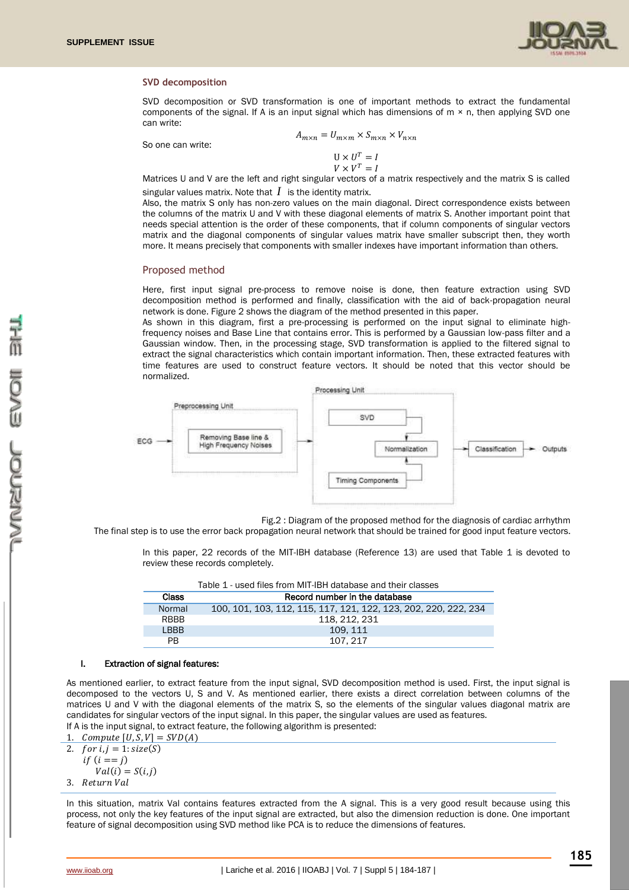## SVD decomposition

SVD decomposition or SVD transformation is one of important methods to extract the fundamental components of the signal. If A is an input signal which has dimensions of m × n, then applying SVD one can write:

$$A_{m\times n} = U_{m\times m} \times S_{m\times n} \times V_{n\times n}$$

So one can write:

$$U \times U^T = I$$
$$V \times V^T = I$$

Matrices U and V are the left and right singular vectors of a matrix respectively and the matrix S is called singular values matrix. Note that $I$ is the identity matrix.

Also, the matrix S only has non-zero values on the main diagonal. Direct correspondence exists between the columns of the matrix U and V with these diagonal elements of matrix S. Another important point that needs special attention is the order of these components, that if column components of singular vectors matrix and the diagonal components of singular values matrix have smaller subscript then, they worth more. It means precisely that components with smaller indexes have important information than others.

## Proposed method

Here, first input signal pre-process to remove noise is done, then feature extraction using SVD decomposition method is performed and finally, classification with the aid of back-propagation neural network is done. Figure 2 shows the diagram of the method presented in this paper.

As shown in this diagram, first a pre-processing is performed on the input signal to eliminate high-frequency noises and Base Line that contains error. This is performed by a Gaussian low-pass filter and a Gaussian window. Then, in the processing stage, SVD transformation is applied to the filtered signal to extract the signal characteristics which contain important information. Then, these extracted features with time features are used to construct feature vectors. It should be noted that this vector should be normalized.

Preprocessing Unit | Processing Unit | ECG | Removing Base line & High Frequency Noises | SVD | Normalization | Timing Components | Classification | Outputs

Fig.2 : Diagram of the proposed method for the diagnosis of cardiac arrhythm

The final step is to use the error back propagation neural network that should be trained for good input feature vectors.

In this paper, 22 records of the MIT-IBH database (Reference 13) are used that Table 1 is devoted to review these records completely.

Table 1 - used files from MIT-IBH database and their classes

| Class | Record number in the database |
|---|---|
| Normal | 100, 101, 103, 112, 115, 117, 121, 122, 123, 202, 220, 222, 234 |
| RBBB | 118, 212, 231 |
| LBBB | 109, 111 |
| PB | 107, 217 |

### I. Extraction of signal features:

As mentioned earlier, to extract feature from the input signal, SVD decomposition method is used. First, the input signal is decomposed to the vectors U, S and V. As mentioned earlier, there exists a direct correlation between columns of the matrices U and V with the diagonal elements of the matrix S, so the elements of the singular values diagonal matrix are candidates for singular vectors of the input signal. In this paper, the singular values are used as features.

If A is the input signal, to extract feature, the following algorithm is presented:

1. $Compute\ [U,S,V] = SVD(A)$
2. $for\ i,j = 1{:}size(S)$
   $if\ (i == j)$
   $Val(i) = S(i,j)$
3. $Return\ Val$

In this situation, matrix Val contains features extracted from the A signal. This is a very good result because using this process, not only the key features of the input signal are extracted, but also the dimension reduction is done. One important feature of signal decomposition using SVD method like PCA is to reduce the dimensions of features.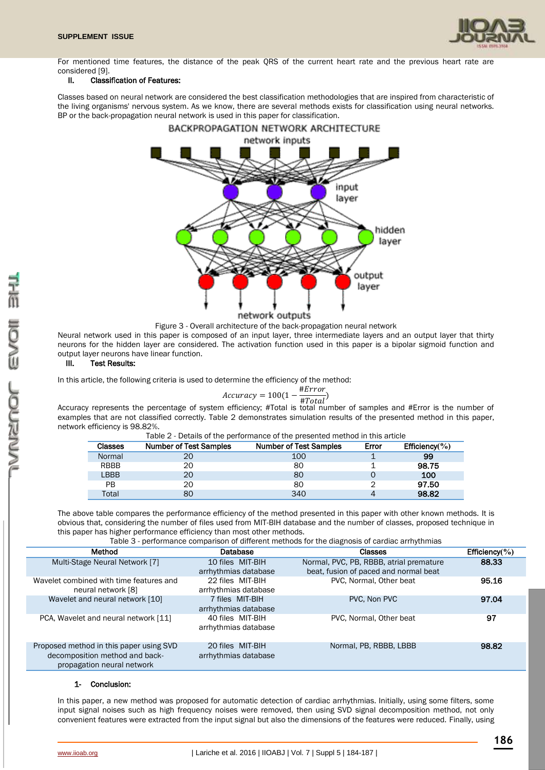For mentioned time features, the distance of the peak QRS of the current heart rate and the previous heart rate are considered [9].

### II. Classification of Features:

Classes based on neural network are considered the best classification methodologies that are inspired from characteristic of the living organisms' nervous system. As we know, there are several methods exists for classification using neural networks. BP or the back-propagation neural network is used in this paper for classification.

Figure 3 - Overall architecture of the back-propagation neural network

Neural network used in this paper is composed of an input layer, three intermediate layers and an output layer that thirty neurons for the hidden layer are considered. The activation function used in this paper is a bipolar sigmoid function and output layer neurons have linear function.

### III. Test Results:

In this article, the following criteria is used to determine the efficiency of the method:

$$Accuracy = 100(1 - \frac{\#Error}{\#Total})$$

Accuracy represents the percentage of system efficiency; #Total is total number of samples and #Error is the number of examples that are not classified correctly. Table 2 demonstrates simulation results of the presented method in this paper, network efficiency is 98.82%.

Table 2 - Details of the performance of the presented method in this article

| Classes | Number of Test Samples | Number of Test Samples | Error | Efficiency(%) |
|---|---|---|---|---|
| Normal | 20 | 100 | 1 | **99** |
| RBBB | 20 | 80 | 1 | **98.75** |
| LBBB | 20 | 80 | 0 | **100** |
| PB | 20 | 80 | 2 | **97.50** |
| Total | 80 | 340 | 4 | **98.82** |

The above table compares the performance efficiency of the method presented in this paper with other known methods. It is obvious that, considering the number of files used from MIT-BIH database and the number of classes, proposed technique in this paper has higher performance efficiency than most other methods.

Table 3 - performance comparison of different methods for the diagnosis of cardiac arrhythmias

| Method | Database | Classes | Efficiency(%) |
|---|---|---|---|
| Multi-Stage Neural Network [7] | 10 files MIT-BIH arrhythmias database | Normal, PVC, PB, RBBB, atrial premature beat, fusion of paced and normal beat | **88.33** |
| Wavelet combined with time features and neural network [8] | 22 files MIT-BIH arrhythmias database | PVC, Normal, Other beat | **95.16** |
| Wavelet and neural network [10] | 7 files MIT-BIH arrhythmias database | PVC, Non PVC | **97.04** |
| PCA, Wavelet and neural network [11] | 40 files MIT-BIH arrhythmias database | PVC, Normal, Other beat | **97** |
| Proposed method in this paper using SVD decomposition method and back-propagation neural network | 20 files MIT-BIH arrhythmias database | Normal, PB, RBBB, LBBB | **98.82** |

### 1- Conclusion:

In this paper, a new method was proposed for automatic detection of cardiac arrhythmias. Initially, using some filters, some input signal noises such as high frequency noises were removed, then using SVD signal decomposition method, not only convenient features were extracted from the input signal but also the dimensions of the features were reduced. Finally, using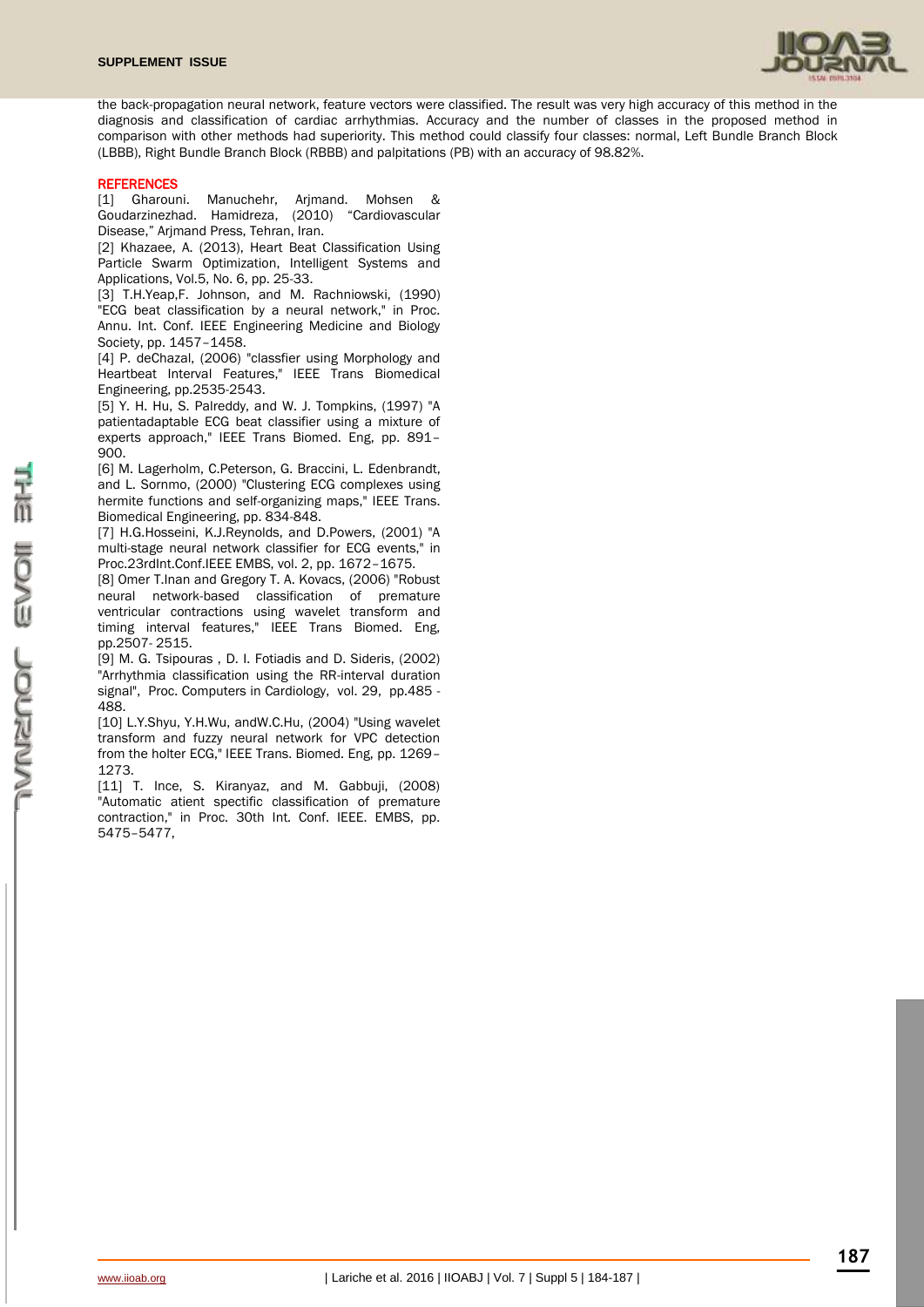the back-propagation neural network, feature vectors were classified. The result was very high accuracy of this method in the diagnosis and classification of cardiac arrhythmias. Accuracy and the number of classes in the proposed method in comparison with other methods had superiority. This method could classify four classes: normal, Left Bundle Branch Block (LBBB), Right Bundle Branch Block (RBBB) and palpitations (PB) with an accuracy of 98.82%.

## REFERENCES

[1] Gharouni. Manuchehr, Arjmand. Mohsen & Goudarzinezhad. Hamidreza, (2010) "Cardiovascular Disease," Arjmand Press, Tehran, Iran.

[2] Khazaee, A. (2013), Heart Beat Classification Using Particle Swarm Optimization, Intelligent Systems and Applications, Vol.5, No. 6, pp. 25-33.

[3] T.H.Yeap,F. Johnson, and M. Rachniowski, (1990) "ECG beat classification by a neural network," in Proc. Annu. Int. Conf. IEEE Engineering Medicine and Biology Society, pp. 1457–1458.

[4] P. deChazal, (2006) "classfier using Morphology and Heartbeat Interval Features," IEEE Trans Biomedical Engineering, pp.2535-2543.

[5] Y. H. Hu, S. Palreddy, and W. J. Tompkins, (1997) "A patientadaptable ECG beat classifier using a mixture of experts approach," IEEE Trans Biomed. Eng, pp. 891–900.

[6] M. Lagerholm, C.Peterson, G. Braccini, L. Edenbrandt, and L. Sornmo, (2000) "Clustering ECG complexes using hermite functions and self-organizing maps," IEEE Trans. Biomedical Engineering, pp. 834-848.

[7] H.G.Hosseini, K.J.Reynolds, and D.Powers, (2001) "A multi-stage neural network classifier for ECG events," in Proc.23rdInt.Conf.IEEE EMBS, vol. 2, pp. 1672–1675.

[8] Omer T.Inan and Gregory T. A. Kovacs, (2006) "Robust neural network-based classification of premature ventricular contractions using wavelet transform and timing interval features," IEEE Trans Biomed. Eng, pp.2507- 2515.

[9] M. G. Tsipouras , D. I. Fotiadis and D. Sideris, (2002) "Arrhythmia classification using the RR-interval duration signal", Proc. Computers in Cardiology, vol. 29, pp.485 - 488.

[10] L.Y.Shyu, Y.H.Wu, andW.C.Hu, (2004) "Using wavelet transform and fuzzy neural network for VPC detection from the holter ECG," IEEE Trans. Biomed. Eng, pp. 1269–1273.

[11] T. Ince, S. Kiranyaz, and M. Gabbuji, (2008) "Automatic atient spectific classification of premature contraction," in Proc. 30th Int. Conf. IEEE. EMBS, pp. 5475–5477,